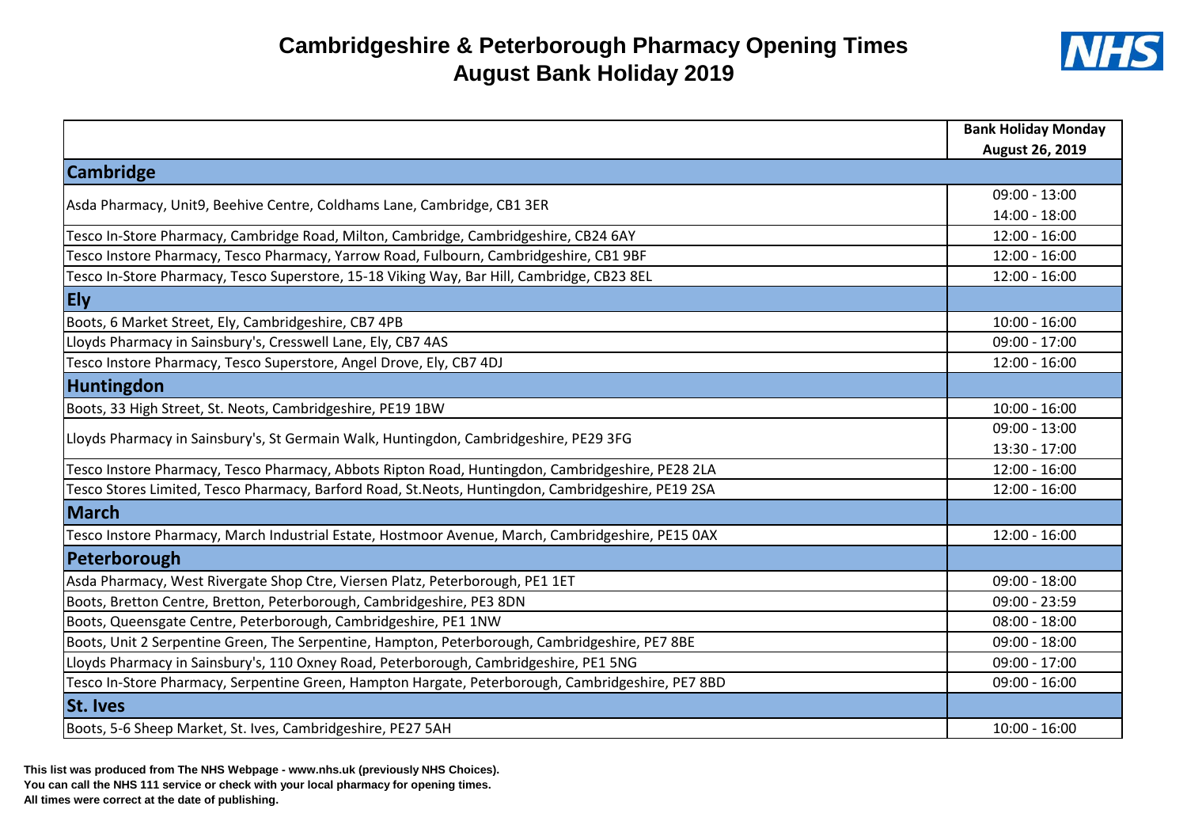# Cambridgeshire & Peterborough Pharmacy Opening Times
# August Bank Holiday 2019

NHS

| | Bank Holiday Monday August 26, 2019 |
|---|---|
| **Cambridge** | |
| Asda Pharmacy, Unit9, Beehive Centre, Coldhams Lane, Cambridge, CB1 3ER | 09:00 - 13:00<br>14:00 - 18:00 |
| Tesco In-Store Pharmacy, Cambridge Road, Milton, Cambridge, Cambridgeshire, CB24 6AY | 12:00 - 16:00 |
| Tesco Instore Pharmacy, Tesco Pharmacy, Yarrow Road, Fulbourn, Cambridgeshire, CB1 9BF | 12:00 - 16:00 |
| Tesco In-Store Pharmacy, Tesco Superstore, 15-18 Viking Way, Bar Hill, Cambridge, CB23 8EL | 12:00 - 16:00 |
| **Ely** | |
| Boots, 6 Market Street, Ely, Cambridgeshire, CB7 4PB | 10:00 - 16:00 |
| Lloyds Pharmacy in Sainsbury's, Cresswell Lane, Ely, CB7 4AS | 09:00 - 17:00 |
| Tesco Instore Pharmacy, Tesco Superstore, Angel Drove, Ely, CB7 4DJ | 12:00 - 16:00 |
| **Huntingdon** | |
| Boots, 33 High Street, St. Neots, Cambridgeshire, PE19 1BW | 10:00 - 16:00 |
| Lloyds Pharmacy in Sainsbury's, St Germain Walk, Huntingdon, Cambridgeshire, PE29 3FG | 09:00 - 13:00<br>13:30 - 17:00 |
| Tesco Instore Pharmacy, Tesco Pharmacy, Abbots Ripton Road, Huntingdon, Cambridgeshire, PE28 2LA | 12:00 - 16:00 |
| Tesco Stores Limited, Tesco Pharmacy, Barford Road, St.Neots, Huntingdon, Cambridgeshire, PE19 2SA | 12:00 - 16:00 |
| **March** | |
| Tesco Instore Pharmacy, March Industrial Estate, Hostmoor Avenue, March, Cambridgeshire, PE15 0AX | 12:00 - 16:00 |
| **Peterborough** | |
| Asda Pharmacy, West Rivergate Shop Ctre, Viersen Platz, Peterborough, PE1 1ET | 09:00 - 18:00 |
| Boots, Bretton Centre, Bretton, Peterborough, Cambridgeshire, PE3 8DN | 09:00 - 23:59 |
| Boots, Queensgate Centre, Peterborough, Cambridgeshire, PE1 1NW | 08:00 - 18:00 |
| Boots, Unit 2 Serpentine Green, The Serpentine, Hampton, Peterborough, Cambridgeshire, PE7 8BE | 09:00 - 18:00 |
| Lloyds Pharmacy in Sainsbury's, 110 Oxney Road, Peterborough, Cambridgeshire, PE1 5NG | 09:00 - 17:00 |
| Tesco In-Store Pharmacy, Serpentine Green, Hampton Hargate, Peterborough, Cambridgeshire, PE7 8BD | 09:00 - 16:00 |
| **St. Ives** | |
| Boots, 5-6 Sheep Market, St. Ives, Cambridgeshire, PE27 5AH | 10:00 - 16:00 |

**This list was produced from The NHS Webpage - www.nhs.uk (previously NHS Choices).**
**You can call the NHS 111 service or check with your local pharmacy for opening times.**
**All times were correct at the date of publishing.**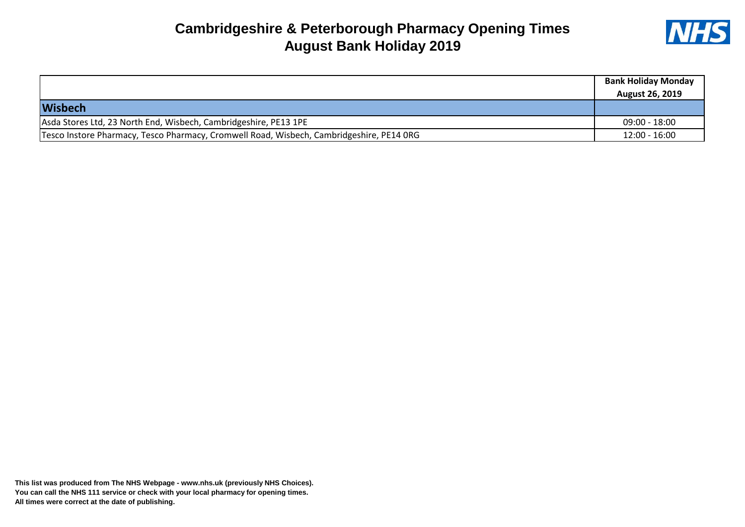# Cambridgeshire & Peterborough Pharmacy Opening Times
## August Bank Holiday 2019

| | Bank Holiday Monday August 26, 2019 |
|---|---|
| **Wisbech** | |
| Asda Stores Ltd, 23 North End, Wisbech, Cambridgeshire, PE13 1PE | 09:00 - 18:00 |
| Tesco Instore Pharmacy, Tesco Pharmacy, Cromwell Road, Wisbech, Cambridgeshire, PE14 0RG | 12:00 - 16:00 |

**This list was produced from The NHS Webpage - www.nhs.uk (previously NHS Choices).**
**You can call the NHS 111 service or check with your local pharmacy for opening times.**
**All times were correct at the date of publishing.**